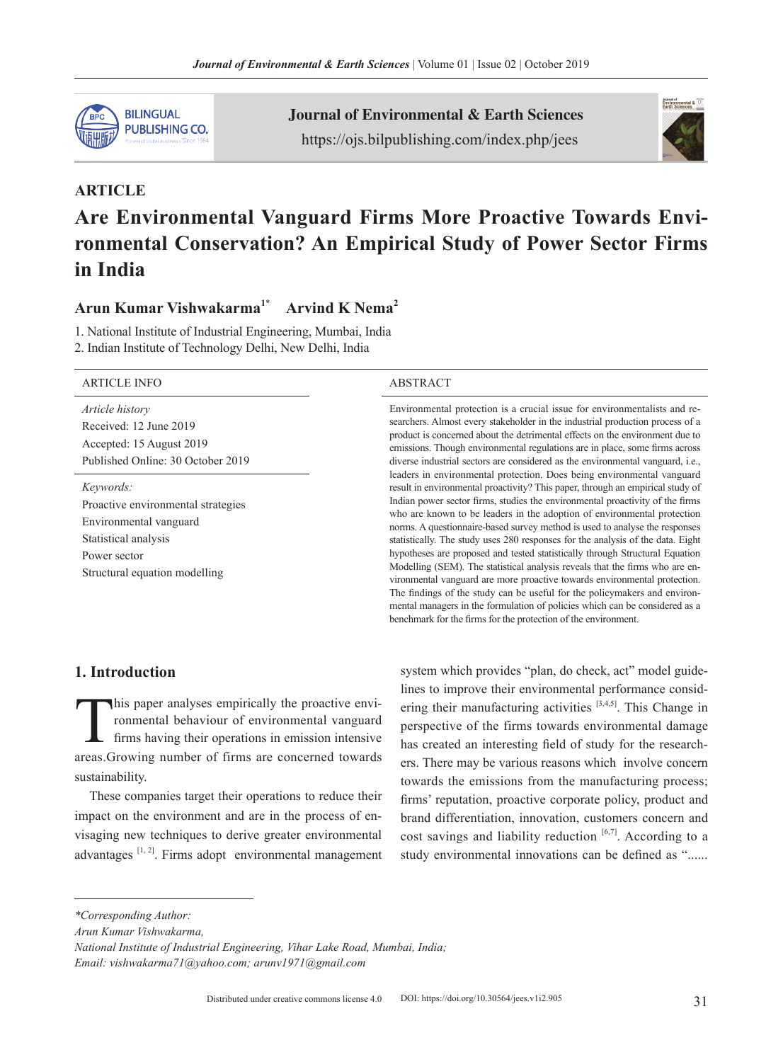ARTICLE

# Are Environmental Vanguard Firms More Proactive Towards Environmental Conservation? An Empirical Study of Power Sector Firms in India

**Arun Kumar Vishwakarma**[1*] **Arvind K Nema**[2]

1. National Institute of Industrial Engineering, Mumbai, India
2. Indian Institute of Technology Delhi, New Delhi, India

ARTICLE INFO

*Article history*
Received: 12 June 2019
Accepted: 15 August 2019
Published Online: 30 October 2019

*Keywords:*
Proactive environmental strategies
Environmental vanguard
Statistical analysis
Power sector
Structural equation modelling

ABSTRACT

Environmental protection is a crucial issue for environmentalists and researchers. Almost every stakeholder in the industrial production process of a product is concerned about the detrimental effects on the environment due to emissions. Though environmental regulations are in place, some firms across diverse industrial sectors are considered as the environmental vanguard, i.e., leaders in environmental protection. Does being environmental vanguard result in environmental proactivity? This paper, through an empirical study of Indian power sector firms, studies the environmental proactivity of the firms who are known to be leaders in the adoption of environmental protection norms. A questionnaire-based survey method is used to analyse the responses statistically. The study uses 280 responses for the analysis of the data. Eight hypotheses are proposed and tested statistically through Structural Equation Modelling (SEM). The statistical analysis reveals that the firms who are environmental vanguard are more proactive towards environmental protection. The findings of the study can be useful for the policymakers and environmental managers in the formulation of policies which can be considered as a benchmark for the firms for the protection of the environment.

## 1. Introduction

This paper analyses empirically the proactive environmental behaviour of environmental vanguard firms having their operations in emission intensive areas.Growing number of firms are concerned towards sustainability.

These companies target their operations to reduce their impact on the environment and are in the process of envisaging new techniques to derive greater environmental advantages [1, 2]. Firms adopt environmental management system which provides "plan, do check, act" model guidelines to improve their environmental performance considering their manufacturing activities [3,4,5]. This Change in perspective of the firms towards environmental damage has created an interesting field of study for the researchers. There may be various reasons which involve concern towards the emissions from the manufacturing process; firms' reputation, proactive corporate policy, product and brand differentiation, innovation, customers concern and cost savings and liability reduction [6,7]. According to a study environmental innovations can be defined as "......

*\*Corresponding Author:*
*Arun Kumar Vishwakarma,*
*National Institute of Industrial Engineering, Vihar Lake Road, Mumbai, India;*
*Email: vishwakarma71@yahoo.com; arunv1971@gmail.com*

Distributed under creative commons license 4.0 DOI: https://doi.org/10.30564/jees.v1i2.905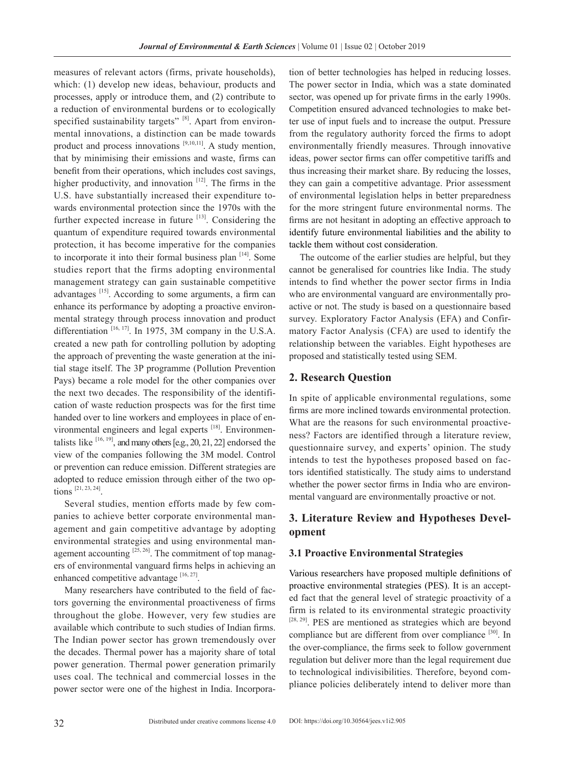measures of relevant actors (firms, private households), which: (1) develop new ideas, behaviour, products and processes, apply or introduce them, and (2) contribute to a reduction of environmental burdens or to ecologically specified sustainability targets" [8]. Apart from environmental innovations, a distinction can be made towards product and process innovations [9,10,11]. A study mention, that by minimising their emissions and waste, firms can benefit from their operations, which includes cost savings, higher productivity, and innovation [12]. The firms in the U.S. have substantially increased their expenditure towards environmental protection since the 1970s with the further expected increase in future [13]. Considering the quantum of expenditure required towards environmental protection, it has become imperative for the companies to incorporate it into their formal business plan [14]. Some studies report that the firms adopting environmental management strategy can gain sustainable competitive advantages [15]. According to some arguments, a firm can enhance its performance by adopting a proactive environmental strategy through process innovation and product differentiation [16, 17]. In 1975, 3M company in the U.S.A. created a new path for controlling pollution by adopting the approach of preventing the waste generation at the initial stage itself. The 3P programme (Pollution Prevention Pays) became a role model for the other companies over the next two decades. The responsibility of the identification of waste reduction prospects was for the first time handed over to line workers and employees in place of environmental engineers and legal experts [18]. Environmentalists like [16, 19], and many others [e.g., 20, 21, 22] endorsed the view of the companies following the 3M model. Control or prevention can reduce emission. Different strategies are adopted to reduce emission through either of the two options [21, 23, 24].

Several studies, mention efforts made by few companies to achieve better corporate environmental management and gain competitive advantage by adopting environmental strategies and using environmental management accounting [25, 26]. The commitment of top managers of environmental vanguard firms helps in achieving an enhanced competitive advantage [16, 27].

Many researchers have contributed to the field of factors governing the environmental proactiveness of firms throughout the globe. However, very few studies are available which contribute to such studies of Indian firms. The Indian power sector has grown tremendously over the decades. Thermal power has a majority share of total power generation. Thermal power generation primarily uses coal. The technical and commercial losses in the power sector were one of the highest in India. Incorporation of better technologies has helped in reducing losses. The power sector in India, which was a state dominated sector, was opened up for private firms in the early 1990s. Competition ensured advanced technologies to make better use of input fuels and to increase the output. Pressure from the regulatory authority forced the firms to adopt environmentally friendly measures. Through innovative ideas, power sector firms can offer competitive tariffs and thus increasing their market share. By reducing the losses, they can gain a competitive advantage. Prior assessment of environmental legislation helps in better preparedness for the more stringent future environmental norms. The firms are not hesitant in adopting an effective approach to identify future environmental liabilities and the ability to tackle them without cost consideration.

The outcome of the earlier studies are helpful, but they cannot be generalised for countries like India. The study intends to find whether the power sector firms in India who are environmental vanguard are environmentally proactive or not. The study is based on a questionnaire based survey. Exploratory Factor Analysis (EFA) and Confirmatory Factor Analysis (CFA) are used to identify the relationship between the variables. Eight hypotheses are proposed and statistically tested using SEM.

## 2. Research Question

In spite of applicable environmental regulations, some firms are more inclined towards environmental protection. What are the reasons for such environmental proactiveness? Factors are identified through a literature review, questionnaire survey, and experts' opinion. The study intends to test the hypotheses proposed based on factors identified statistically. The study aims to understand whether the power sector firms in India who are environmental vanguard are environmentally proactive or not.

## 3. Literature Review and Hypotheses Development

### 3.1 Proactive Environmental Strategies

Various researchers have proposed multiple definitions of proactive environmental strategies (PES). It is an accepted fact that the general level of strategic proactivity of a firm is related to its environmental strategic proactivity [28, 29]. PES are mentioned as strategies which are beyond compliance but are different from over compliance [30]. In the over-compliance, the firms seek to follow government regulation but deliver more than the legal requirement due to technological indivisibilities. Therefore, beyond compliance policies deliberately intend to deliver more than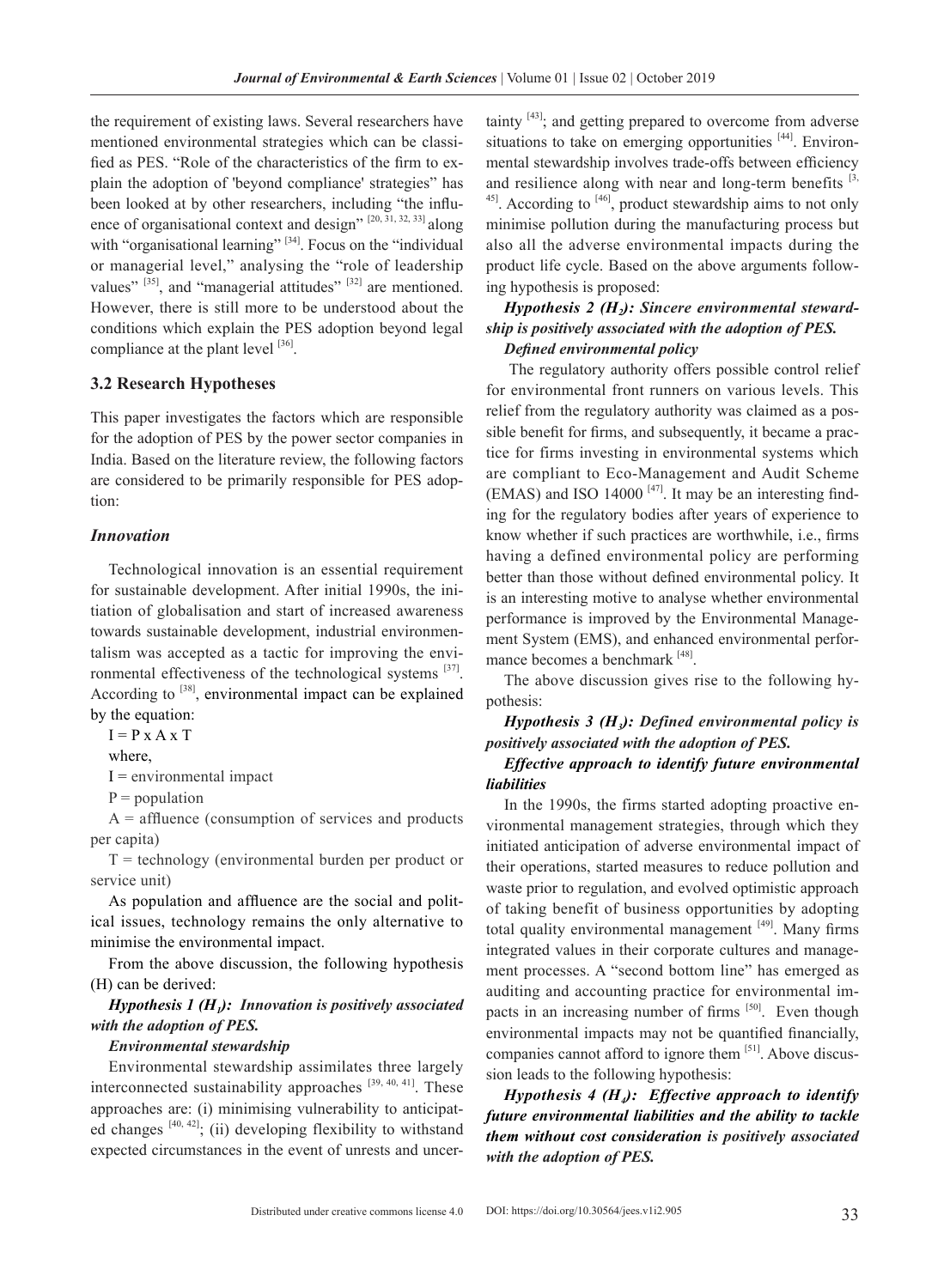the requirement of existing laws. Several researchers have mentioned environmental strategies which can be classified as PES. "Role of the characteristics of the firm to explain the adoption of 'beyond compliance' strategies" has been looked at by other researchers, including "the influence of organisational context and design" [20, 31, 32, 33] along with "organisational learning" [34]. Focus on the "individual or managerial level," analysing the "role of leadership values" [35], and "managerial attitudes" [32] are mentioned. However, there is still more to be understood about the conditions which explain the PES adoption beyond legal compliance at the plant level [36].

### 3.2 Research Hypotheses

This paper investigates the factors which are responsible for the adoption of PES by the power sector companies in India. Based on the literature review, the following factors are considered to be primarily responsible for PES adoption:

#### *Innovation*

Technological innovation is an essential requirement for sustainable development. After initial 1990s, the initiation of globalisation and start of increased awareness towards sustainable development, industrial environmentalism was accepted as a tactic for improving the environmental effectiveness of the technological systems [37]. According to [38], environmental impact can be explained by the equation:

$I = P \times A \times T$

where,

I = environmental impact

P = population

A = affluence (consumption of services and products per capita)

T = technology (environmental burden per product or service unit)

As population and affluence are the social and political issues, technology remains the only alternative to minimise the environmental impact.

From the above discussion, the following hypothesis (H) can be derived:

***Hypothesis 1 ($H_1$): Innovation is positively associated with the adoption of PES.***

***Environmental stewardship***

Environmental stewardship assimilates three largely interconnected sustainability approaches [39, 40, 41]. These approaches are: (i) minimising vulnerability to anticipated changes [40, 42]; (ii) developing flexibility to withstand expected circumstances in the event of unrests and uncertainty [43]; and getting prepared to overcome from adverse situations to take on emerging opportunities [44]. Environmental stewardship involves trade-offs between efficiency and resilience along with near and long-term benefits [3, 45]. According to [46], product stewardship aims to not only minimise pollution during the manufacturing process but also all the adverse environmental impacts during the product life cycle. Based on the above arguments following hypothesis is proposed:

***Hypothesis 2 ($H_2$): Sincere environmental stewardship is positively associated with the adoption of PES.***

***Defined environmental policy***

The regulatory authority offers possible control relief for environmental front runners on various levels. This relief from the regulatory authority was claimed as a possible benefit for firms, and subsequently, it became a practice for firms investing in environmental systems which are compliant to Eco-Management and Audit Scheme (EMAS) and ISO 14000 [47]. It may be an interesting finding for the regulatory bodies after years of experience to know whether if such practices are worthwhile, i.e., firms having a defined environmental policy are performing better than those without defined environmental policy. It is an interesting motive to analyse whether environmental performance is improved by the Environmental Management System (EMS), and enhanced environmental performance becomes a benchmark [48].

The above discussion gives rise to the following hypothesis:

***Hypothesis 3 ($H_3$): Defined environmental policy is positively associated with the adoption of PES.***

***Effective approach to identify future environmental liabilities***

In the 1990s, the firms started adopting proactive environmental management strategies, through which they initiated anticipation of adverse environmental impact of their operations, started measures to reduce pollution and waste prior to regulation, and evolved optimistic approach of taking benefit of business opportunities by adopting total quality environmental management [49]. Many firms integrated values in their corporate cultures and management processes. A "second bottom line" has emerged as auditing and accounting practice for environmental impacts in an increasing number of firms [50]. Even though environmental impacts may not be quantified financially, companies cannot afford to ignore them [51]. Above discussion leads to the following hypothesis:

***Hypothesis 4 ($H_4$): Effective approach to identify future environmental liabilities and the ability to tackle them without cost consideration is positively associated with the adoption of PES.***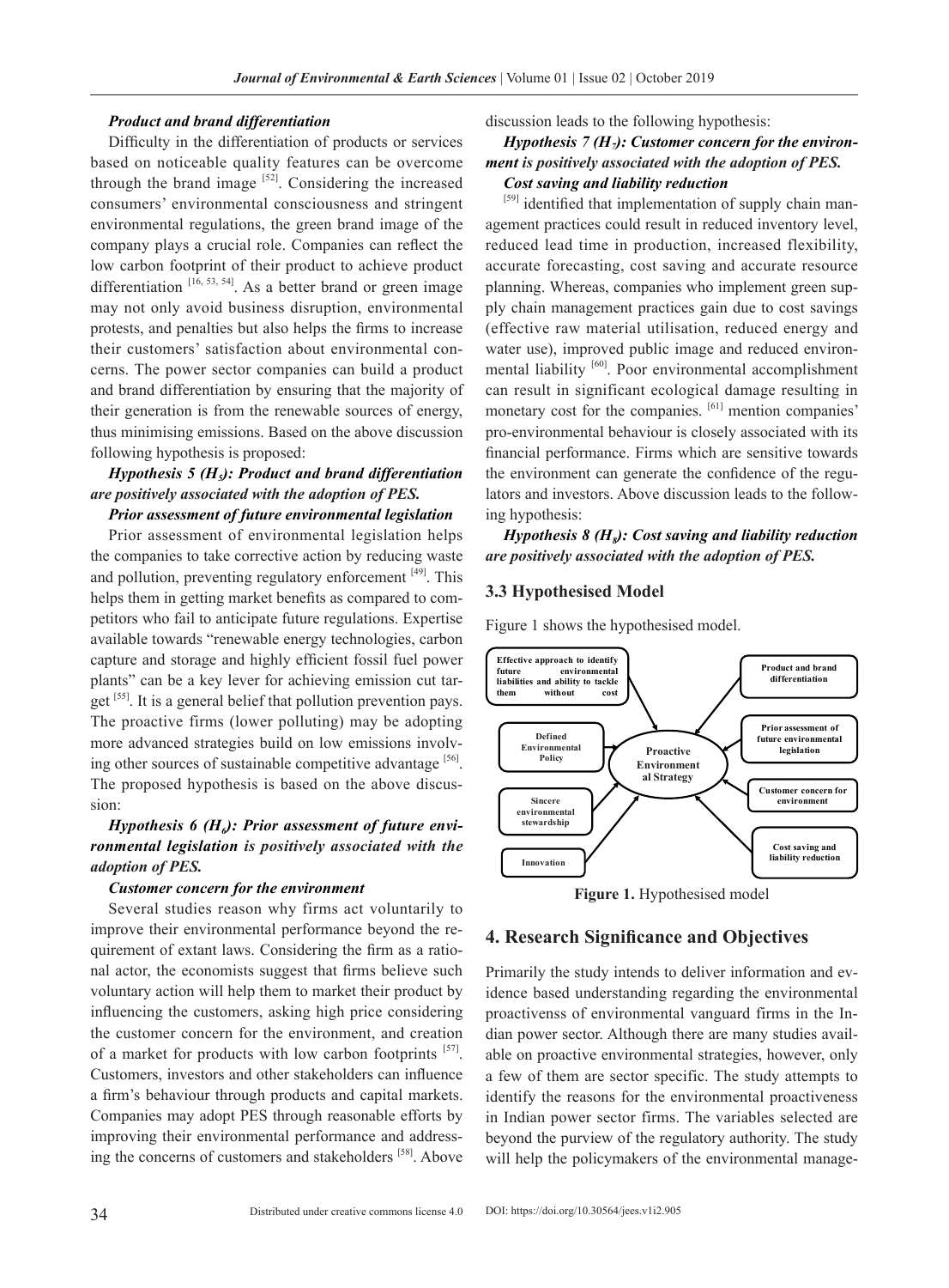***Product and brand differentiation***

Difficulty in the differentiation of products or services based on noticeable quality features can be overcome through the brand image [52]. Considering the increased consumers' environmental consciousness and stringent environmental regulations, the green brand image of the company plays a crucial role. Companies can reflect the low carbon footprint of their product to achieve product differentiation [16, 53, 54]. As a better brand or green image may not only avoid business disruption, environmental protests, and penalties but also helps the firms to increase their customers' satisfaction about environmental concerns. The power sector companies can build a product and brand differentiation by ensuring that the majority of their generation is from the renewable sources of energy, thus minimising emissions. Based on the above discussion following hypothesis is proposed:

***Hypothesis 5 ($H_5$): Product and brand differentiation are positively associated with the adoption of PES.***

***Prior assessment of future environmental legislation***

Prior assessment of environmental legislation helps the companies to take corrective action by reducing waste and pollution, preventing regulatory enforcement [49]. This helps them in getting market benefits as compared to competitors who fail to anticipate future regulations. Expertise available towards "renewable energy technologies, carbon capture and storage and highly efficient fossil fuel power plants" can be a key lever for achieving emission cut target [55]. It is a general belief that pollution prevention pays. The proactive firms (lower polluting) may be adopting more advanced strategies build on low emissions involving other sources of sustainable competitive advantage [56]. The proposed hypothesis is based on the above discussion:

***Hypothesis 6 ($H_6$): Prior assessment of future environmental legislation is positively associated with the adoption of PES.***

***Customer concern for the environment***

Several studies reason why firms act voluntarily to improve their environmental performance beyond the requirement of extant laws. Considering the firm as a rational actor, the economists suggest that firms believe such voluntary action will help them to market their product by influencing the customers, asking high price considering the customer concern for the environment, and creation of a market for products with low carbon footprints [57]. Customers, investors and other stakeholders can influence a firm's behaviour through products and capital markets. Companies may adopt PES through reasonable efforts by improving their environmental performance and addressing the concerns of customers and stakeholders [58]. Above discussion leads to the following hypothesis:

***Hypothesis 7 ($H_7$): Customer concern for the environment is positively associated with the adoption of PES.***

***Cost saving and liability reduction***

[59] identified that implementation of supply chain management practices could result in reduced inventory level, reduced lead time in production, increased flexibility, accurate forecasting, cost saving and accurate resource planning. Whereas, companies who implement green supply chain management practices gain due to cost savings (effective raw material utilisation, reduced energy and water use), improved public image and reduced environmental liability [60]. Poor environmental accomplishment can result in significant ecological damage resulting in monetary cost for the companies. [61] mention companies' pro-environmental behaviour is closely associated with its financial performance. Firms which are sensitive towards the environment can generate the confidence of the regulators and investors. Above discussion leads to the following hypothesis:

***Hypothesis 8 ($H_8$): Cost saving and liability reduction are positively associated with the adoption of PES.***

### 3.3 Hypothesised Model

Figure 1 shows the hypothesised model.

Effective approach to identify future environmental liabilities and ability to tackle them without cost

Defined Environmental Policy

Sincere environmental stewardship

Innovation

Proactive Environmental Strategy

Product and brand differentiation

Prior assessment of future environmental legislation

Customer concern for environment

Cost saving and liability reduction

**Figure 1.** Hypothesised model

## 4. Research Significance and Objectives

Primarily the study intends to deliver information and evidence based understanding regarding the environmental proactivenss of environmental vanguard firms in the Indian power sector. Although there are many studies available on proactive environmental strategies, however, only a few of them are sector specific. The study attempts to identify the reasons for the environmental proactiveness in Indian power sector firms. The variables selected are beyond the purview of the regulatory authority. The study will help the policymakers of the environmental manage-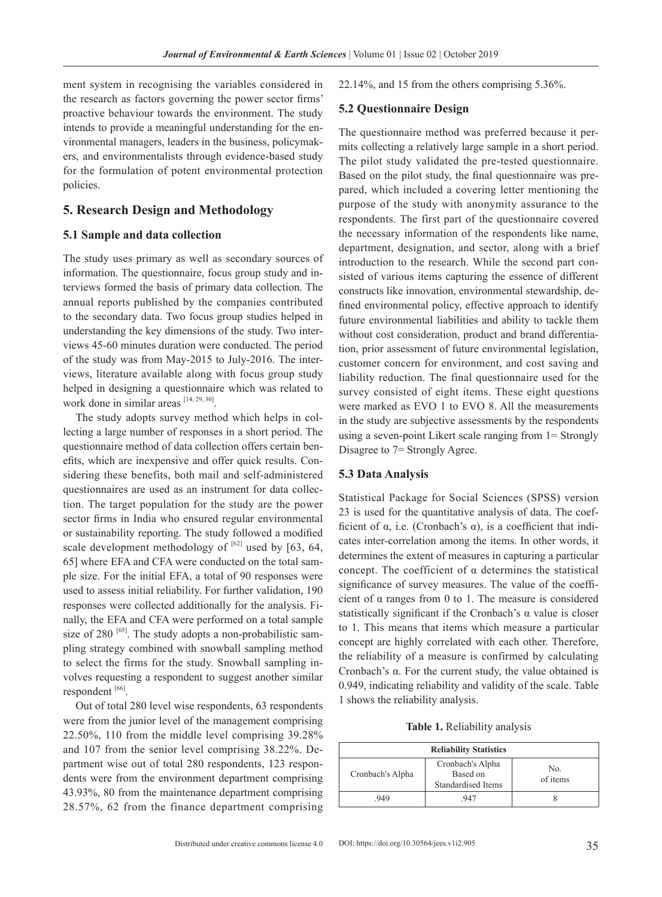ment system in recognising the variables considered in the research as factors governing the power sector firms' proactive behaviour towards the environment. The study intends to provide a meaningful understanding for the environmental managers, leaders in the business, policymakers, and environmentalists through evidence-based study for the formulation of potent environmental protection policies.

## 5. Research Design and Methodology

### 5.1 Sample and data collection

The study uses primary as well as secondary sources of information. The questionnaire, focus group study and interviews formed the basis of primary data collection. The annual reports published by the companies contributed to the secondary data. Two focus group studies helped in understanding the key dimensions of the study. Two interviews 45-60 minutes duration were conducted. The period of the study was from May-2015 to July-2016. The interviews, literature available along with focus group study helped in designing a questionnaire which was related to work done in similar areas [14, 29, 30].

The study adopts survey method which helps in collecting a large number of responses in a short period. The questionnaire method of data collection offers certain benefits, which are inexpensive and offer quick results. Considering these benefits, both mail and self-administered questionnaires are used as an instrument for data collection. The target population for the study are the power sector firms in India who ensured regular environmental or sustainability reporting. The study followed a modified scale development methodology of [62] used by [63, 64, 65] where EFA and CFA were conducted on the total sample size. For the initial EFA, a total of 90 responses were used to assess initial reliability. For further validation, 190 responses were collected additionally for the analysis. Finally, the EFA and CFA were performed on a total sample size of 280 [65]. The study adopts a non-probabilistic sampling strategy combined with snowball sampling method to select the firms for the study. Snowball sampling involves requesting a respondent to suggest another similar respondent [66].

Out of total 280 level wise respondents, 63 respondents were from the junior level of the management comprising 22.50%, 110 from the middle level comprising 39.28% and 107 from the senior level comprising 38.22%. Department wise out of total 280 respondents, 123 respondents were from the environment department comprising 43.93%, 80 from the maintenance department comprising 28.57%, 62 from the finance department comprising 22.14%, and 15 from the others comprising 5.36%.

### 5.2 Questionnaire Design

The questionnaire method was preferred because it permits collecting a relatively large sample in a short period. The pilot study validated the pre-tested questionnaire. Based on the pilot study, the final questionnaire was prepared, which included a covering letter mentioning the purpose of the study with anonymity assurance to the respondents. The first part of the questionnaire covered the necessary information of the respondents like name, department, designation, and sector, along with a brief introduction to the research. While the second part consisted of various items capturing the essence of different constructs like innovation, environmental stewardship, defined environmental policy, effective approach to identify future environmental liabilities and ability to tackle them without cost consideration, product and brand differentiation, prior assessment of future environmental legislation, customer concern for environment, and cost saving and liability reduction. The final questionnaire used for the survey consisted of eight items. These eight questions were marked as EVO 1 to EVO 8. All the measurements in the study are subjective assessments by the respondents using a seven-point Likert scale ranging from 1= Strongly Disagree to 7= Strongly Agree.

### 5.3 Data Analysis

Statistical Package for Social Sciences (SPSS) version 23 is used for the quantitative analysis of data. The coefficient of α, i.e. (Cronbach's α), is a coefficient that indicates inter-correlation among the items. In other words, it determines the extent of measures in capturing a particular concept. The coefficient of α determines the statistical significance of survey measures. The value of the coefficient of α ranges from 0 to 1. The measure is considered statistically significant if the Cronbach's α value is closer to 1. This means that items which measure a particular concept are highly correlated with each other. Therefore, the reliability of a measure is confirmed by calculating Cronbach's α. For the current study, the value obtained is 0.949, indicating reliability and validity of the scale. Table 1 shows the reliability analysis.

**Table 1.** Reliability analysis

| Reliability Statistics | | |
|---|---|---|
| Cronbach's Alpha | Cronbach's Alpha Based on Standardised Items | No. of items |
| .949 | .947 | 8 |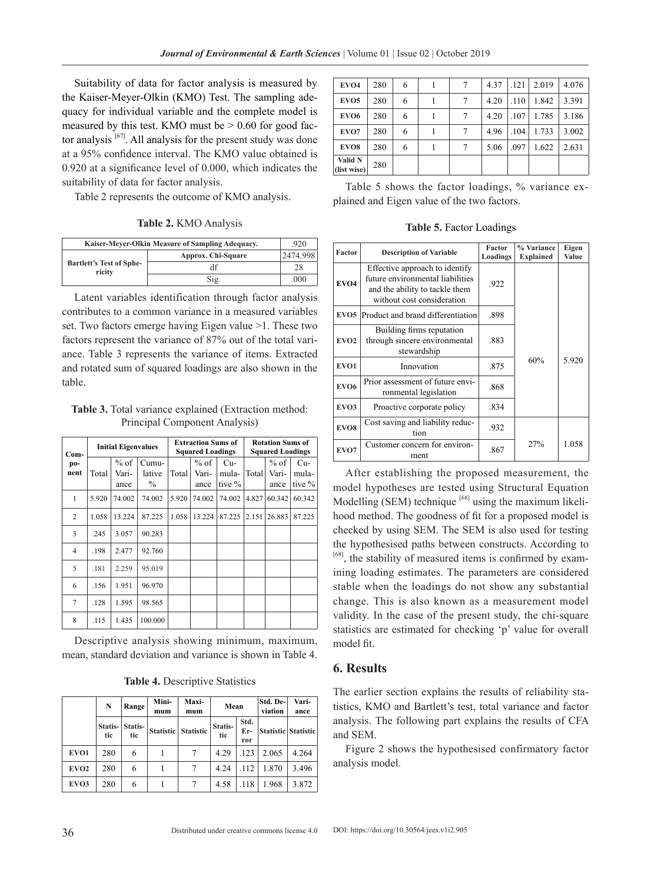Suitability of data for factor analysis is measured by the Kaiser-Meyer-Olkin (KMO) Test. The sampling adequacy for individual variable and the complete model is measured by this test. KMO must be > 0.60 for good factor analysis [67]. All analysis for the present study was done at a 95% confidence interval. The KMO value obtained is 0.920 at a significance level of 0.000, which indicates the suitability of data for factor analysis.

Table 2 represents the outcome of KMO analysis.

**Table 2.** KMO Analysis

| Kaiser-Meyer-Olkin Measure of Sampling Adequacy. | | .920 |
|---|---|---|
| Bartlett's Test of Sphericity | Approx. Chi-Square | 2474.998 |
| | df | 28 |
| | Sig. | .000 |

Latent variables identification through factor analysis contributes to a common variance in a measured variables set. Two factors emerge having Eigen value >1. These two factors represent the variance of 87% out of the total variance. Table 3 represents the variance of items. Extracted and rotated sum of squared loadings are also shown in the table.

**Table 3.** Total variance explained (Extraction method: Principal Component Analysis)

| Component | Initial Eigenvalues | | | Extraction Sums of Squared Loadings | | | Rotation Sums of Squared Loadings | | |
|---|---|---|---|---|---|---|---|---|---|
| | Total | % of Variance | Cumulative % | Total | % of Variance | Cumulative % | Total | % of Variance | Cumulative % |
| 1 | 5.920 | 74.002 | 74.002 | 5.920 | 74.002 | 74.002 | 4.827 | 60.342 | 60.342 |
| 2 | 1.058 | 13.224 | 87.225 | 1.058 | 13.224 | 87.225 | 2.151 | 26.883 | 87.225 |
| 3 | .245 | 3.057 | 90.283 | | | | | | |
| 4 | .198 | 2.477 | 92.760 | | | | | | |
| 5 | .181 | 2.259 | 95.019 | | | | | | |
| 6 | .156 | 1.951 | 96.970 | | | | | | |
| 7 | .128 | 1.595 | 98.565 | | | | | | |
| 8 | .115 | 1.435 | 100.000 | | | | | | |

Descriptive analysis showing minimum, maximum, mean, standard deviation and variance is shown in Table 4.

**Table 4.** Descriptive Statistics

| | N | Range | Minimum | Maximum | Mean | | Std. Deviation | Variance |
|---|---|---|---|---|---|---|---|---|
| | Statistic | Statistic | Statistic | Statistic | Statistic | Std. Error | Statistic | Statistic |
| EVO1 | 280 | 6 | 1 | 7 | 4.29 | .123 | 2.065 | 4.264 |
| EVO2 | 280 | 6 | 1 | 7 | 4.24 | .112 | 1.870 | 3.496 |
| EVO3 | 280 | 6 | 1 | 7 | 4.58 | .118 | 1.968 | 3.872 |
| EVO4 | 280 | 6 | 1 | 7 | 4.37 | .121 | 2.019 | 4.076 |
| EVO5 | 280 | 6 | 1 | 7 | 4.20 | .110 | 1.842 | 3.391 |
| EVO6 | 280 | 6 | 1 | 7 | 4.20 | .107 | 1.785 | 3.186 |
| EVO7 | 280 | 6 | 1 | 7 | 4.96 | .104 | 1.733 | 3.002 |
| EVO8 | 280 | 6 | 1 | 7 | 5.06 | .097 | 1.622 | 2.631 |
| Valid N (list wise) | 280 | | | | | | | |

Table 5 shows the factor loadings, % variance explained and Eigen value of the two factors.

**Table 5.** Factor Loadings

| Factor | Description of Variable | Factor Loadings | % Variance Explained | Eigen Value |
|---|---|---|---|---|
| EVO4 | Effective approach to identify future environmental liabilities and the ability to tackle them without cost consideration | .922 | 60% | 5.920 |
| EVO5 | Product and brand differentiation | .898 | | |
| EVO2 | Building firms reputation through sincere environmental stewardship | .883 | | |
| EVO1 | Innovation | .875 | | |
| EVO6 | Prior assessment of future environmental legislation | .868 | | |
| EVO3 | Proactive corporate policy | .834 | | |
| EVO8 | Cost saving and liability reduction | .932 | 27% | 1.058 |
| EVO7 | Customer concern for environment | .867 | | |

After establishing the proposed measurement, the model hypotheses are tested using Structural Equation Modelling (SEM) technique [68] using the maximum likelihood method. The goodness of fit for a proposed model is checked by using SEM. The SEM is also used for testing the hypothesised paths between constructs. According to [68], the stability of measured items is confirmed by examining loading estimates. The parameters are considered stable when the loadings do not show any substantial change. This is also known as a measurement model validity. In the case of the present study, the chi-square statistics are estimated for checking 'p' value for overall model fit.

## 6. Results

The earlier section explains the results of reliability statistics, KMO and Bartlett's test, total variance and factor analysis. The following part explains the results of CFA and SEM.

Figure 2 shows the hypothesised confirmatory factor analysis model.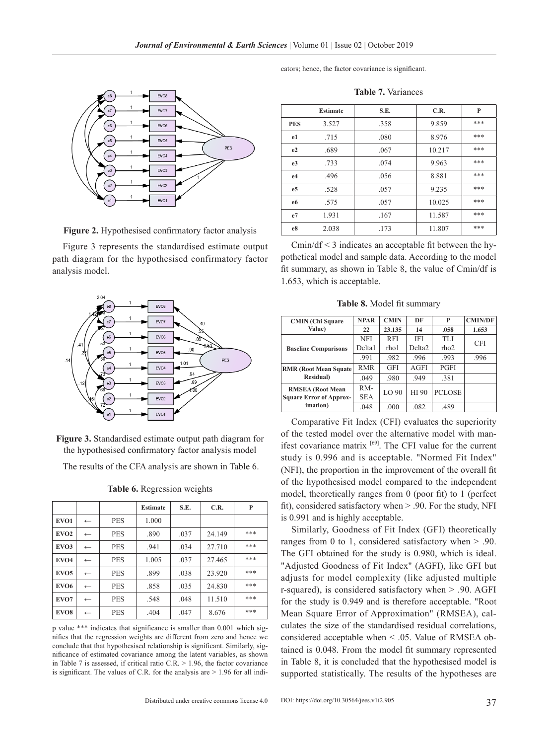e8
1
EVO8
e7
1
EVO7
e6
1
EVO6
e5
1
EVO5
PES
e4
1
EVO4
e3
1
EVO3
1
e2
1
EVO2
e1
1
EVO1

**Figure 2.** Hypothesised confirmatory factor analysis

Figure 3 represents the standardised estimate output path diagram for the hypothesised confirmatory factor analysis model.

2.04
e8
1
EVO8
1.42
e7
1
EVO7
.40
.67
.55
e6
1
EVO6
.86
.41
.53
.53
.37
e5
1
EVO5
.90
.14
.50
PES
e4
1
EVO4
1.01
.73
.94
e3
1
EVO3
.12
.89
.69
1.00
.16
e2
1
EVO2
.72
e1
1
EVO1

**Figure 3.** Standardised estimate output path diagram for the hypothesised confirmatory factor analysis model

The results of the CFA analysis are shown in Table 6.

**Table 6.** Regression weights

| | | | Estimate | S.E. | C.R. | P |
|---|---|---|---|---|---|---|
| EVO1 | ← | PES | 1.000 | | | |
| EVO2 | ← | PES | .890 | .037 | 24.149 | *** |
| EVO3 | ← | PES | .941 | .034 | 27.710 | *** |
| EVO4 | ← | PES | 1.005 | .037 | 27.465 | *** |
| EVO5 | ← | PES | .899 | .038 | 23.920 | *** |
| EVO6 | ← | PES | .858 | .035 | 24.830 | *** |
| EVO7 | ← | PES | .548 | .048 | 11.510 | *** |
| EVO8 | ← | PES | .404 | .047 | 8.676 | *** |

p value *** indicates that significance is smaller than 0.001 which signifies that the regression weights are different from zero and hence we conclude that that hypothesised relationship is significant. Similarly, significance of estimated covariance among the latent variables, as shown in Table 7 is assessed, if critical ratio C.R. > 1.96, the factor covariance is significant. The values of C.R. for the analysis are > 1.96 for all indicators; hence, the factor covariance is significant.

**Table 7.** Variances

| | Estimate | S.E. | C.R. | P |
|---|---|---|---|---|
| PES | 3.527 | .358 | 9.859 | *** |
| e1 | .715 | .080 | 8.976 | *** |
| e2 | .689 | .067 | 10.217 | *** |
| e3 | .733 | .074 | 9.963 | *** |
| e4 | .496 | .056 | 8.881 | *** |
| e5 | .528 | .057 | 9.235 | *** |
| e6 | .575 | .057 | 10.025 | *** |
| e7 | 1.931 | .167 | 11.587 | *** |
| e8 | 2.038 | .173 | 11.807 | *** |

Cmin/df < 3 indicates an acceptable fit between the hypothetical model and sample data. According to the model fit summary, as shown in Table 8, the value of Cmin/df is 1.653, which is acceptable.

**Table 8.** Model fit summary

| | | | | | |
|---|---|---|---|---|---|
| CMIN (Chi Square Value) | NPAR | CMIN | DF | P | CMIN/DF |
| | 22 | 23.135 | 14 | .058 | 1.653 |
| Baseline Comparisons | NFI Delta1 | RFI rho1 | IFI Delta2 | TLI rho2 | CFI |
| | .991 | .982 | .996 | .993 | .996 |
| RMR (Root Mean Squate Residual) | RMR | GFI | AGFI | PGFI | |
| | .049 | .980 | .949 | .381 | |
| RMSEA (Root Mean Square Error of Approximation) | RMSEA | LO 90 | HI 90 | PCLOSE | |
| | .048 | .000 | .082 | .489 | |

Comparative Fit Index (CFI) evaluates the superiority of the tested model over the alternative model with manifest covariance matrix [69]. The CFI value for the current study is 0.996 and is acceptable. "Normed Fit Index" (NFI), the proportion in the improvement of the overall fit of the hypothesised model compared to the independent model, theoretically ranges from 0 (poor fit) to 1 (perfect fit), considered satisfactory when > .90. For the study, NFI is 0.991 and is highly acceptable.

Similarly, Goodness of Fit Index (GFI) theoretically ranges from 0 to 1, considered satisfactory when > .90. The GFI obtained for the study is 0.980, which is ideal. "Adjusted Goodness of Fit Index" (AGFI), like GFI but adjusts for model complexity (like adjusted multiple r-squared), is considered satisfactory when > .90. AGFI for the study is 0.949 and is therefore acceptable. "Root Mean Square Error of Approximation" (RMSEA), calculates the size of the standardised residual correlations, considered acceptable when < .05. Value of RMSEA obtained is 0.048. From the model fit summary represented in Table 8, it is concluded that the hypothesised model is supported statistically. The results of the hypotheses are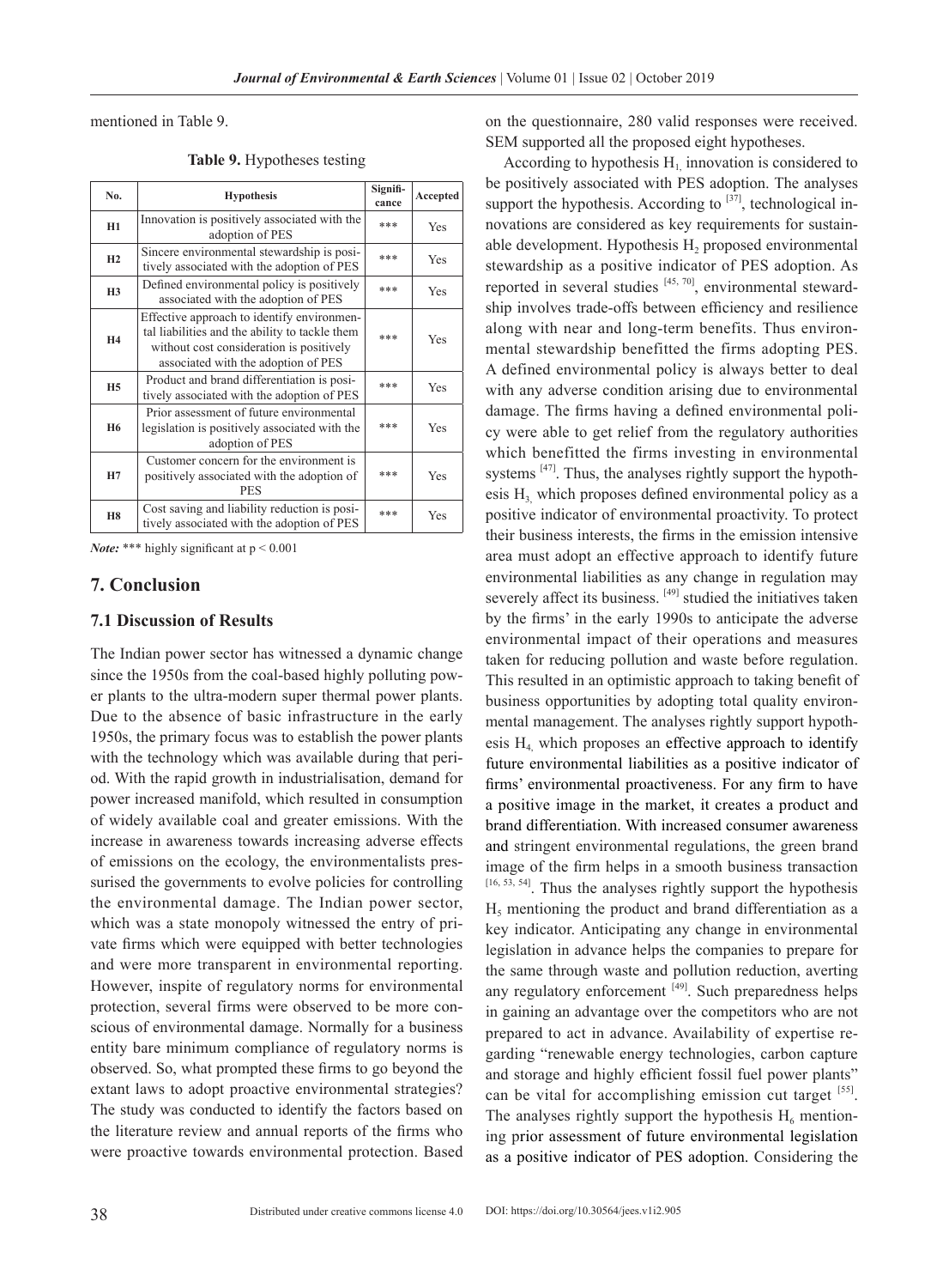mentioned in Table 9.

**Table 9.** Hypotheses testing

| No. | Hypothesis | Significance | Accepted |
|---|---|---|---|
| **H1** | Innovation is positively associated with the adoption of PES | *** | Yes |
| **H2** | Sincere environmental stewardship is positively associated with the adoption of PES | *** | Yes |
| **H3** | Defined environmental policy is positively associated with the adoption of PES | *** | Yes |
| **H4** | Effective approach to identify environmental liabilities and the ability to tackle them without cost consideration is positively associated with the adoption of PES | *** | Yes |
| **H5** | Product and brand differentiation is positively associated with the adoption of PES | *** | Yes |
| **H6** | Prior assessment of future environmental legislation is positively associated with the adoption of PES | *** | Yes |
| **H7** | Customer concern for the environment is positively associated with the adoption of PES | *** | Yes |
| **H8** | Cost saving and liability reduction is positively associated with the adoption of PES | *** | Yes |

***Note:*** *** highly significant at $p < 0.001$

## 7. Conclusion

### 7.1 Discussion of Results

The Indian power sector has witnessed a dynamic change since the 1950s from the coal-based highly polluting power plants to the ultra-modern super thermal power plants. Due to the absence of basic infrastructure in the early 1950s, the primary focus was to establish the power plants with the technology which was available during that period. With the rapid growth in industrialisation, demand for power increased manifold, which resulted in consumption of widely available coal and greater emissions. With the increase in awareness towards increasing adverse effects of emissions on the ecology, the environmentalists pressurised the governments to evolve policies for controlling the environmental damage. The Indian power sector, which was a state monopoly witnessed the entry of private firms which were equipped with better technologies and were more transparent in environmental reporting. However, inspite of regulatory norms for environmental protection, several firms were observed to be more conscious of environmental damage. Normally for a business entity bare minimum compliance of regulatory norms is observed. So, what prompted these firms to go beyond the extant laws to adopt proactive environmental strategies? The study was conducted to identify the factors based on the literature review and annual reports of the firms who were proactive towards environmental protection. Based on the questionnaire, 280 valid responses were received. SEM supported all the proposed eight hypotheses.

According to hypothesis $H_1$, innovation is considered to be positively associated with PES adoption. The analyses support the hypothesis. According to [37], technological innovations are considered as key requirements for sustainable development. Hypothesis $H_2$ proposed environmental stewardship as a positive indicator of PES adoption. As reported in several studies [45, 70], environmental stewardship involves trade-offs between efficiency and resilience along with near and long-term benefits. Thus environmental stewardship benefitted the firms adopting PES. A defined environmental policy is always better to deal with any adverse condition arising due to environmental damage. The firms having a defined environmental policy were able to get relief from the regulatory authorities which benefitted the firms investing in environmental systems [47]. Thus, the analyses rightly support the hypothesis $H_3$, which proposes defined environmental policy as a positive indicator of environmental proactivity. To protect their business interests, the firms in the emission intensive area must adopt an effective approach to identify future environmental liabilities as any change in regulation may severely affect its business. [49] studied the initiatives taken by the firms' in the early 1990s to anticipate the adverse environmental impact of their operations and measures taken for reducing pollution and waste before regulation. This resulted in an optimistic approach to taking benefit of business opportunities by adopting total quality environmental management. The analyses rightly support hypothesis $H_4$, which proposes an effective approach to identify future environmental liabilities as a positive indicator of firms' environmental proactiveness. For any firm to have a positive image in the market, it creates a product and brand differentiation. With increased consumer awareness and stringent environmental regulations, the green brand image of the firm helps in a smooth business transaction [16, 53, 54]. Thus the analyses rightly support the hypothesis $H_5$ mentioning the product and brand differentiation as a key indicator. Anticipating any change in environmental legislation in advance helps the companies to prepare for the same through waste and pollution reduction, averting any regulatory enforcement [49]. Such preparedness helps in gaining an advantage over the competitors who are not prepared to act in advance. Availability of expertise regarding "renewable energy technologies, carbon capture and storage and highly efficient fossil fuel power plants" can be vital for accomplishing emission cut target [55]. The analyses rightly support the hypothesis $H_6$ mentioning prior assessment of future environmental legislation as a positive indicator of PES adoption. Considering the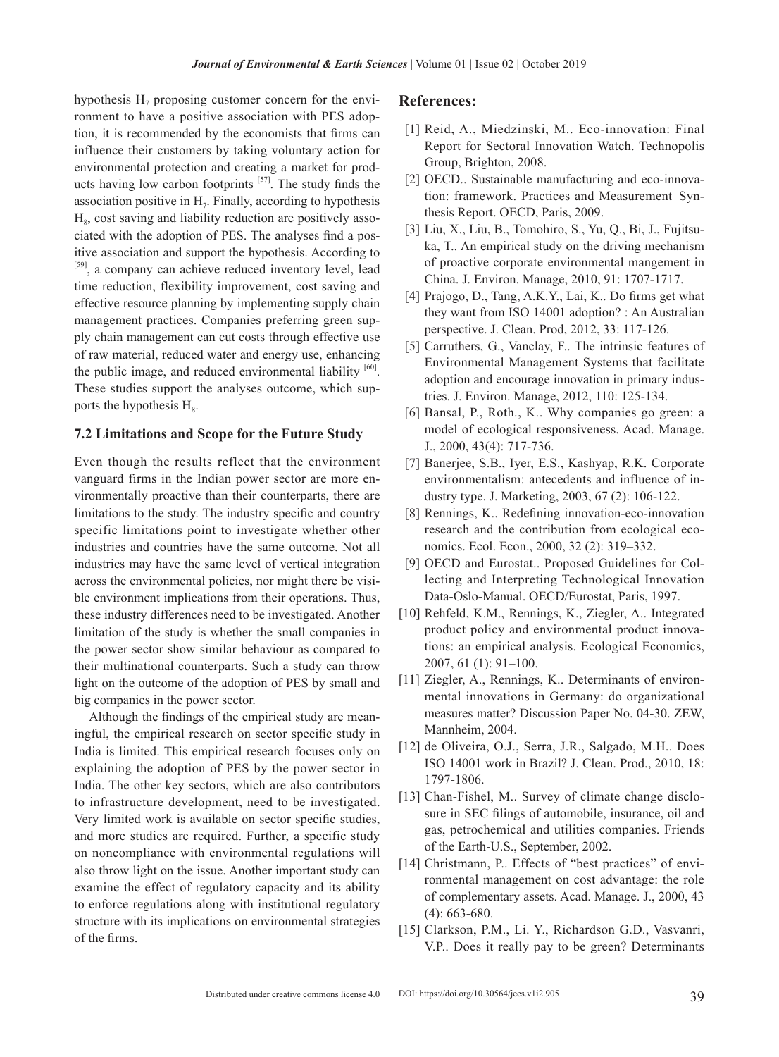hypothesis $H_7$ proposing customer concern for the environment to have a positive association with PES adoption, it is recommended by the economists that firms can influence their customers by taking voluntary action for environmental protection and creating a market for products having low carbon footprints [57]. The study finds the association positive in $H_7$. Finally, according to hypothesis $H_8$, cost saving and liability reduction are positively associated with the adoption of PES. The analyses find a positive association and support the hypothesis. According to [59], a company can achieve reduced inventory level, lead time reduction, flexibility improvement, cost saving and effective resource planning by implementing supply chain management practices. Companies preferring green supply chain management can cut costs through effective use of raw material, reduced water and energy use, enhancing the public image, and reduced environmental liability [60]. These studies support the analyses outcome, which supports the hypothesis $H_8$.

### 7.2 Limitations and Scope for the Future Study

Even though the results reflect that the environment vanguard firms in the Indian power sector are more environmentally proactive than their counterparts, there are limitations to the study. The industry specific and country specific limitations point to investigate whether other industries and countries have the same outcome. Not all industries may have the same level of vertical integration across the environmental policies, nor might there be visible environment implications from their operations. Thus, these industry differences need to be investigated. Another limitation of the study is whether the small companies in the power sector show similar behaviour as compared to their multinational counterparts. Such a study can throw light on the outcome of the adoption of PES by small and big companies in the power sector.

Although the findings of the empirical study are meaningful, the empirical research on sector specific study in India is limited. This empirical research focuses only on explaining the adoption of PES by the power sector in India. The other key sectors, which are also contributors to infrastructure development, need to be investigated. Very limited work is available on sector specific studies, and more studies are required. Further, a specific study on noncompliance with environmental regulations will also throw light on the issue. Another important study can examine the effect of regulatory capacity and its ability to enforce regulations along with institutional regulatory structure with its implications on environmental strategies of the firms.

## References:

[1] Reid, A., Miedzinski, M.. Eco-innovation: Final Report for Sectoral Innovation Watch. Technopolis Group, Brighton, 2008.

[2] OECD.. Sustainable manufacturing and eco-innovation: framework. Practices and Measurement–Synthesis Report. OECD, Paris, 2009.

[3] Liu, X., Liu, B., Tomohiro, S., Yu, Q., Bi, J., Fujitsuka, T.. An empirical study on the driving mechanism of proactive corporate environmental mangement in China. J. Environ. Manage, 2010, 91: 1707-1717.

[4] Prajogo, D., Tang, A.K.Y., Lai, K.. Do firms get what they want from ISO 14001 adoption? : An Australian perspective. J. Clean. Prod, 2012, 33: 117-126.

[5] Carruthers, G., Vanclay, F.. The intrinsic features of Environmental Management Systems that facilitate adoption and encourage innovation in primary industries. J. Environ. Manage, 2012, 110: 125-134.

[6] Bansal, P., Roth., K.. Why companies go green: a model of ecological responsiveness. Acad. Manage. J., 2000, 43(4): 717-736.

[7] Banerjee, S.B., Iyer, E.S., Kashyap, R.K. Corporate environmentalism: antecedents and influence of industry type. J. Marketing, 2003, 67 (2): 106-122.

[8] Rennings, K.. Redefining innovation-eco-innovation research and the contribution from ecological economics. Ecol. Econ., 2000, 32 (2): 319–332.

[9] OECD and Eurostat.. Proposed Guidelines for Collecting and Interpreting Technological Innovation Data-Oslo-Manual. OECD/Eurostat, Paris, 1997.

[10] Rehfeld, K.M., Rennings, K., Ziegler, A.. Integrated product policy and environmental product innovations: an empirical analysis. Ecological Economics, 2007, 61 (1): 91–100.

[11] Ziegler, A., Rennings, K.. Determinants of environmental innovations in Germany: do organizational measures matter? Discussion Paper No. 04-30. ZEW, Mannheim, 2004.

[12] de Oliveira, O.J., Serra, J.R., Salgado, M.H.. Does ISO 14001 work in Brazil? J. Clean. Prod., 2010, 18: 1797-1806.

[13] Chan-Fishel, M.. Survey of climate change disclosure in SEC filings of automobile, insurance, oil and gas, petrochemical and utilities companies. Friends of the Earth-U.S., September, 2002.

[14] Christmann, P.. Effects of "best practices" of environmental management on cost advantage: the role of complementary assets. Acad. Manage. J., 2000, 43 (4): 663-680.

[15] Clarkson, P.M., Li. Y., Richardson G.D., Vasvanri, V.P.. Does it really pay to be green? Determinants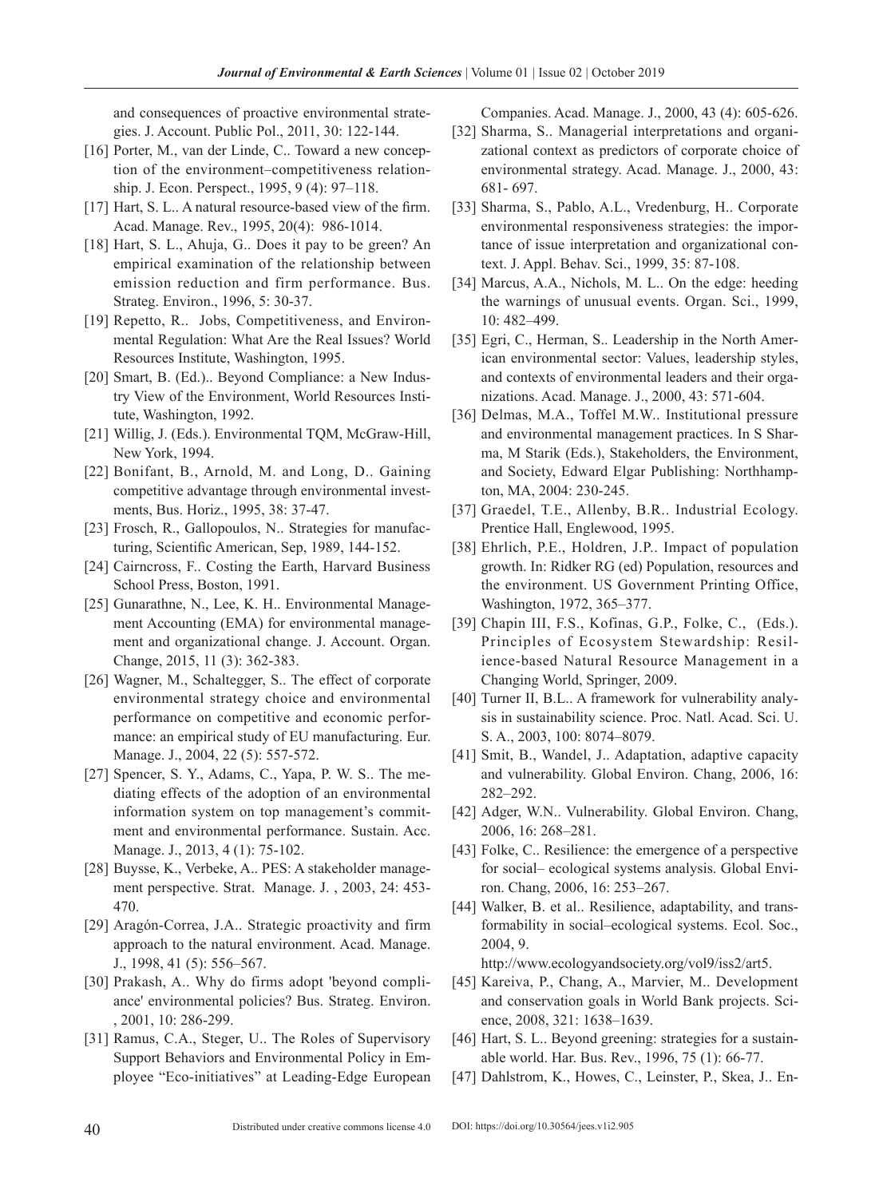and consequences of proactive environmental strategies. J. Account. Public Pol., 2011, 30: 122-144.

[16] Porter, M., van der Linde, C.. Toward a new conception of the environment–competitiveness relationship. J. Econ. Perspect., 1995, 9 (4): 97–118.

[17] Hart, S. L.. A natural resource-based view of the firm. Acad. Manage. Rev., 1995, 20(4): 986-1014.

[18] Hart, S. L., Ahuja, G.. Does it pay to be green? An empirical examination of the relationship between emission reduction and firm performance. Bus. Strateg. Environ., 1996, 5: 30-37.

[19] Repetto, R.. Jobs, Competitiveness, and Environmental Regulation: What Are the Real Issues? World Resources Institute, Washington, 1995.

[20] Smart, B. (Ed.).. Beyond Compliance: a New Industry View of the Environment, World Resources Institute, Washington, 1992.

[21] Willig, J. (Eds.). Environmental TQM, McGraw-Hill, New York, 1994.

[22] Bonifant, B., Arnold, M. and Long, D.. Gaining competitive advantage through environmental investments, Bus. Horiz., 1995, 38: 37-47.

[23] Frosch, R., Gallopoulos, N.. Strategies for manufacturing, Scientific American, Sep, 1989, 144-152.

[24] Cairncross, F.. Costing the Earth, Harvard Business School Press, Boston, 1991.

[25] Gunarathne, N., Lee, K. H.. Environmental Management Accounting (EMA) for environmental management and organizational change. J. Account. Organ. Change, 2015, 11 (3): 362-383.

[26] Wagner, M., Schaltegger, S.. The effect of corporate environmental strategy choice and environmental performance on competitive and economic performance: an empirical study of EU manufacturing. Eur. Manage. J., 2004, 22 (5): 557-572.

[27] Spencer, S. Y., Adams, C., Yapa, P. W. S.. The mediating effects of the adoption of an environmental information system on top management's commitment and environmental performance. Sustain. Acc. Manage. J., 2013, 4 (1): 75-102.

[28] Buysse, K., Verbeke, A.. PES: A stakeholder management perspective. Strat. Manage. J. , 2003, 24: 453-470.

[29] Aragón-Correa, J.A.. Strategic proactivity and firm approach to the natural environment. Acad. Manage. J., 1998, 41 (5): 556–567.

[30] Prakash, A.. Why do firms adopt 'beyond compliance' environmental policies? Bus. Strateg. Environ. , 2001, 10: 286-299.

[31] Ramus, C.A., Steger, U.. The Roles of Supervisory Support Behaviors and Environmental Policy in Employee "Eco-initiatives" at Leading-Edge European Companies. Acad. Manage. J., 2000, 43 (4): 605-626.

[32] Sharma, S.. Managerial interpretations and organizational context as predictors of corporate choice of environmental strategy. Acad. Manage. J., 2000, 43: 681- 697.

[33] Sharma, S., Pablo, A.L., Vredenburg, H.. Corporate environmental responsiveness strategies: the importance of issue interpretation and organizational context. J. Appl. Behav. Sci., 1999, 35: 87-108.

[34] Marcus, A.A., Nichols, M. L.. On the edge: heeding the warnings of unusual events. Organ. Sci., 1999, 10: 482–499.

[35] Egri, C., Herman, S.. Leadership in the North American environmental sector: Values, leadership styles, and contexts of environmental leaders and their organizations. Acad. Manage. J., 2000, 43: 571-604.

[36] Delmas, M.A., Toffel M.W.. Institutional pressure and environmental management practices. In S Sharma, M Starik (Eds.), Stakeholders, the Environment, and Society, Edward Elgar Publishing: Northhampton, MA, 2004: 230-245.

[37] Graedel, T.E., Allenby, B.R.. Industrial Ecology. Prentice Hall, Englewood, 1995.

[38] Ehrlich, P.E., Holdren, J.P.. Impact of population growth. In: Ridker RG (ed) Population, resources and the environment. US Government Printing Office, Washington, 1972, 365–377.

[39] Chapin III, F.S., Kofinas, G.P., Folke, C., (Eds.). Principles of Ecosystem Stewardship: Resilience-based Natural Resource Management in a Changing World, Springer, 2009.

[40] Turner II, B.L.. A framework for vulnerability analysis in sustainability science. Proc. Natl. Acad. Sci. U. S. A., 2003, 100: 8074–8079.

[41] Smit, B., Wandel, J.. Adaptation, adaptive capacity and vulnerability. Global Environ. Chang, 2006, 16: 282–292.

[42] Adger, W.N.. Vulnerability. Global Environ. Chang, 2006, 16: 268–281.

[43] Folke, C.. Resilience: the emergence of a perspective for social– ecological systems analysis. Global Environ. Chang, 2006, 16: 253–267.

[44] Walker, B. et al.. Resilience, adaptability, and transformability in social–ecological systems. Ecol. Soc., 2004, 9. http://www.ecologyandsociety.org/vol9/iss2/art5.

[45] Kareiva, P., Chang, A., Marvier, M.. Development and conservation goals in World Bank projects. Science, 2008, 321: 1638–1639.

[46] Hart, S. L.. Beyond greening: strategies for a sustainable world. Har. Bus. Rev., 1996, 75 (1): 66-77.

[47] Dahlstrom, K., Howes, C., Leinster, P., Skea, J.. En-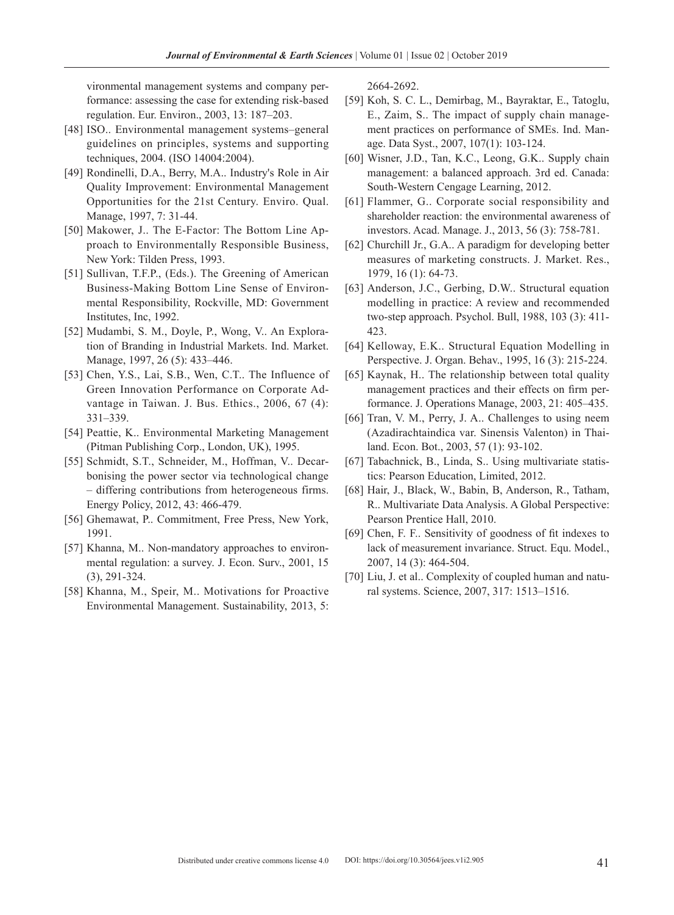vironmental management systems and company performance: assessing the case for extending risk-based regulation. Eur. Environ., 2003, 13: 187–203.

[48] ISO.. Environmental management systems–general guidelines on principles, systems and supporting techniques, 2004. (ISO 14004:2004).

[49] Rondinelli, D.A., Berry, M.A.. Industry's Role in Air Quality Improvement: Environmental Management Opportunities for the 21st Century. Enviro. Qual. Manage, 1997, 7: 31-44.

[50] Makower, J.. The E-Factor: The Bottom Line Approach to Environmentally Responsible Business, New York: Tilden Press, 1993.

[51] Sullivan, T.F.P., (Eds.). The Greening of American Business-Making Bottom Line Sense of Environmental Responsibility, Rockville, MD: Government Institutes, Inc, 1992.

[52] Mudambi, S. M., Doyle, P., Wong, V.. An Exploration of Branding in Industrial Markets. Ind. Market. Manage, 1997, 26 (5): 433–446.

[53] Chen, Y.S., Lai, S.B., Wen, C.T.. The Influence of Green Innovation Performance on Corporate Advantage in Taiwan. J. Bus. Ethics., 2006, 67 (4): 331–339.

[54] Peattie, K.. Environmental Marketing Management (Pitman Publishing Corp., London, UK), 1995.

[55] Schmidt, S.T., Schneider, M., Hoffman, V.. Decarbonising the power sector via technological change – differing contributions from heterogeneous firms. Energy Policy, 2012, 43: 466-479.

[56] Ghemawat, P.. Commitment, Free Press, New York, 1991.

[57] Khanna, M.. Non-mandatory approaches to environmental regulation: a survey. J. Econ. Surv., 2001, 15 (3), 291-324.

[58] Khanna, M., Speir, M.. Motivations for Proactive Environmental Management. Sustainability, 2013, 5: 2664-2692.

[59] Koh, S. C. L., Demirbag, M., Bayraktar, E., Tatoglu, E., Zaim, S.. The impact of supply chain management practices on performance of SMEs. Ind. Manage. Data Syst., 2007, 107(1): 103-124.

[60] Wisner, J.D., Tan, K.C., Leong, G.K.. Supply chain management: a balanced approach. 3rd ed. Canada: South-Western Cengage Learning, 2012.

[61] Flammer, G.. Corporate social responsibility and shareholder reaction: the environmental awareness of investors. Acad. Manage. J., 2013, 56 (3): 758-781.

[62] Churchill Jr., G.A.. A paradigm for developing better measures of marketing constructs. J. Market. Res., 1979, 16 (1): 64-73.

[63] Anderson, J.C., Gerbing, D.W.. Structural equation modelling in practice: A review and recommended two-step approach. Psychol. Bull, 1988, 103 (3): 411-423.

[64] Kelloway, E.K.. Structural Equation Modelling in Perspective. J. Organ. Behav., 1995, 16 (3): 215-224.

[65] Kaynak, H.. The relationship between total quality management practices and their effects on firm performance. J. Operations Manage, 2003, 21: 405–435.

[66] Tran, V. M., Perry, J. A.. Challenges to using neem (Azadirachtaindica var. Sinensis Valenton) in Thailand. Econ. Bot., 2003, 57 (1): 93-102.

[67] Tabachnick, B., Linda, S.. Using multivariate statistics: Pearson Education, Limited, 2012.

[68] Hair, J., Black, W., Babin, B, Anderson, R., Tatham, R.. Multivariate Data Analysis. A Global Perspective: Pearson Prentice Hall, 2010.

[69] Chen, F. F.. Sensitivity of goodness of fit indexes to lack of measurement invariance. Struct. Equ. Model., 2007, 14 (3): 464-504.

[70] Liu, J. et al.. Complexity of coupled human and natural systems. Science, 2007, 317: 1513–1516.